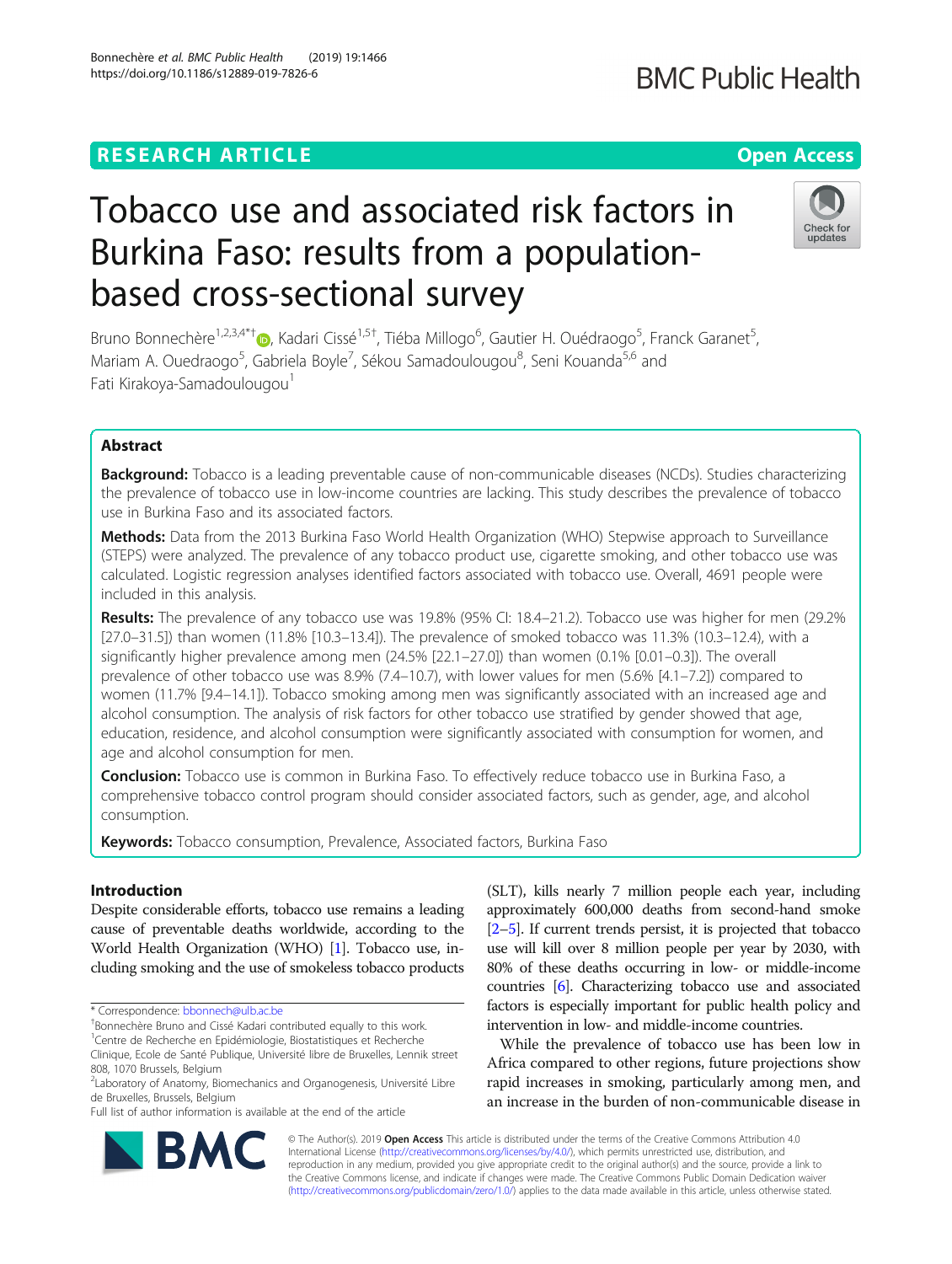RESEARCH ARTICLE

Open Access

# Tobacco use and associated risk factors in Burkina Faso: results from a population-based cross-sectional survey

Bruno Bonnechère[1,2,3,4*†], Kadari Cissé[1,5†], Tiéba Millogo[6], Gautier H. Ouédraogo[5], Franck Garanet[5], Mariam A. Ouedraogo[5], Gabriela Boyle[7], Sékou Samadoulougou[8], Seni Kouanda[5,6] and Fati Kirakoya-Samadoulougou[1]

## Abstract

**Background:** Tobacco is a leading preventable cause of non-communicable diseases (NCDs). Studies characterizing the prevalence of tobacco use in low-income countries are lacking. This study describes the prevalence of tobacco use in Burkina Faso and its associated factors.

**Methods:** Data from the 2013 Burkina Faso World Health Organization (WHO) Stepwise approach to Surveillance (STEPS) were analyzed. The prevalence of any tobacco product use, cigarette smoking, and other tobacco use was calculated. Logistic regression analyses identified factors associated with tobacco use. Overall, 4691 people were included in this analysis.

**Results:** The prevalence of any tobacco use was 19.8% (95% CI: 18.4–21.2). Tobacco use was higher for men (29.2% [27.0–31.5]) than women (11.8% [10.3–13.4]). The prevalence of smoked tobacco was 11.3% (10.3–12.4), with a significantly higher prevalence among men (24.5% [22.1–27.0]) than women (0.1% [0.01–0.3]). The overall prevalence of other tobacco use was 8.9% (7.4–10.7), with lower values for men (5.6% [4.1–7.2]) compared to women (11.7% [9.4–14.1]). Tobacco smoking among men was significantly associated with an increased age and alcohol consumption. The analysis of risk factors for other tobacco use stratified by gender showed that age, education, residence, and alcohol consumption were significantly associated with consumption for women, and age and alcohol consumption for men.

**Conclusion:** Tobacco use is common in Burkina Faso. To effectively reduce tobacco use in Burkina Faso, a comprehensive tobacco control program should consider associated factors, such as gender, age, and alcohol consumption.

**Keywords:** Tobacco consumption, Prevalence, Associated factors, Burkina Faso

## Introduction

Despite considerable efforts, tobacco use remains a leading cause of preventable deaths worldwide, according to the World Health Organization (WHO) [1]. Tobacco use, including smoking and the use of smokeless tobacco products (SLT), kills nearly 7 million people each year, including approximately 600,000 deaths from second-hand smoke [2–5]. If current trends persist, it is projected that tobacco use will kill over 8 million people per year by 2030, with 80% of these deaths occurring in low- or middle-income countries [6]. Characterizing tobacco use and associated factors is especially important for public health policy and intervention in low- and middle-income countries.

While the prevalence of tobacco use has been low in Africa compared to other regions, future projections show rapid increases in smoking, particularly among men, and an increase in the burden of non-communicable disease in

* Correspondence: bbonnech@ulb.ac.be
†Bonnechère Bruno and Cissé Kadari contributed equally to this work.
[1]Centre de Recherche en Epidémiologie, Biostatistiques et Recherche Clinique, Ecole de Santé Publique, Université libre de Bruxelles, Lennik street 808, 1070 Brussels, Belgium
[2]Laboratory of Anatomy, Biomechanics and Organogenesis, Université Libre de Bruxelles, Brussels, Belgium
Full list of author information is available at the end of the article

© The Author(s). 2019 **Open Access** This article is distributed under the terms of the Creative Commons Attribution 4.0 International License (http://creativecommons.org/licenses/by/4.0/), which permits unrestricted use, distribution, and reproduction in any medium, provided you give appropriate credit to the original author(s) and the source, provide a link to the Creative Commons license, and indicate if changes were made. The Creative Commons Public Domain Dedication waiver (http://creativecommons.org/publicdomain/zero/1.0/) applies to the data made available in this article, unless otherwise stated.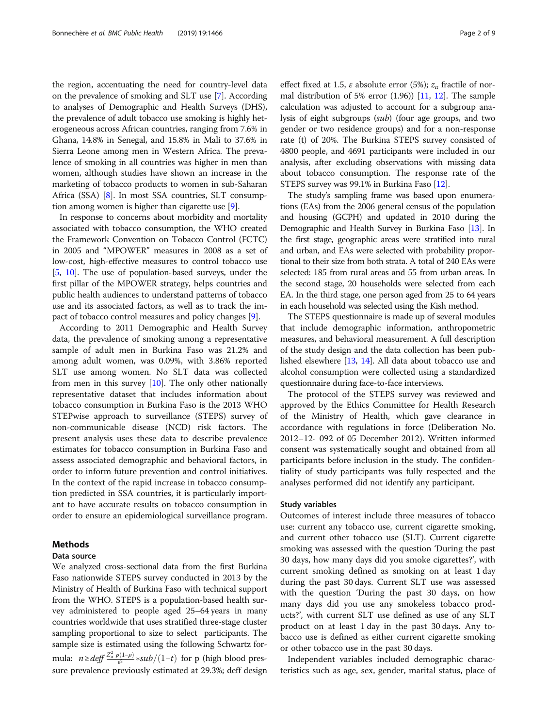the region, accentuating the need for country-level data on the prevalence of smoking and SLT use [7]. According to analyses of Demographic and Health Surveys (DHS), the prevalence of adult tobacco use smoking is highly heterogeneous across African countries, ranging from 7.6% in Ghana, 14.8% in Senegal, and 15.8% in Mali to 37.6% in Sierra Leone among men in Western Africa. The prevalence of smoking in all countries was higher in men than women, although studies have shown an increase in the marketing of tobacco products to women in sub-Saharan Africa (SSA) [8]. In most SSA countries, SLT consumption among women is higher than cigarette use [9].

In response to concerns about morbidity and mortality associated with tobacco consumption, the WHO created the Framework Convention on Tobacco Control (FCTC) in 2005 and "MPOWER" measures in 2008 as a set of low-cost, high-effective measures to control tobacco use [5, 10]. The use of population-based surveys, under the first pillar of the MPOWER strategy, helps countries and public health audiences to understand patterns of tobacco use and its associated factors, as well as to track the impact of tobacco control measures and policy changes [9].

According to 2011 Demographic and Health Survey data, the prevalence of smoking among a representative sample of adult men in Burkina Faso was 21.2% and among adult women, was 0.09%, with 3.86% reported SLT use among women. No SLT data was collected from men in this survey [10]. The only other nationally representative dataset that includes information about tobacco consumption in Burkina Faso is the 2013 WHO STEPwise approach to surveillance (STEPS) survey of non-communicable disease (NCD) risk factors. The present analysis uses these data to describe prevalence estimates for tobacco consumption in Burkina Faso and assess associated demographic and behavioral factors, in order to inform future prevention and control initiatives. In the context of the rapid increase in tobacco consumption predicted in SSA countries, it is particularly important to have accurate results on tobacco consumption in order to ensure an epidemiological surveillance program.

## Methods

### Data source

We analyzed cross-sectional data from the first Burkina Faso nationwide STEPS survey conducted in 2013 by the Ministry of Health of Burkina Faso with technical support from the WHO. STEPS is a population-based health survey administered to people aged 25–64 years in many countries worldwide that uses stratified three-stage cluster sampling proportional to size to select participants. The sample size is estimated using the following Schwartz formula: $n \geq deff\,\frac{Z_{\alpha}^{2}\,p(1-p)}{\varepsilon^{2}} * sub/(1-t)$ for p (high blood pressure prevalence previously estimated at 29.3%; deff design effect fixed at 1.5, $\varepsilon$ absolute error (5%); $z_{\alpha}$ fractile of normal distribution of 5% error (1.96)) [11, 12]. The sample calculation was adjusted to account for a subgroup analysis of eight subgroups (*sub*) (four age groups, and two gender or two residence groups) and for a non-response rate (t) of 20%. The Burkina STEPS survey consisted of 4800 people, and 4691 participants were included in our analysis, after excluding observations with missing data about tobacco consumption. The response rate of the STEPS survey was 99.1% in Burkina Faso [12].

The study's sampling frame was based upon enumerations (EAs) from the 2006 general census of the population and housing (GCPH) and updated in 2010 during the Demographic and Health Survey in Burkina Faso [13]. In the first stage, geographic areas were stratified into rural and urban, and EAs were selected with probability proportional to their size from both strata. A total of 240 EAs were selected: 185 from rural areas and 55 from urban areas. In the second stage, 20 households were selected from each EA. In the third stage, one person aged from 25 to 64 years in each household was selected using the Kish method.

The STEPS questionnaire is made up of several modules that include demographic information, anthropometric measures, and behavioral measurement. A full description of the study design and the data collection has been published elsewhere [13, 14]. All data about tobacco use and alcohol consumption were collected using a standardized questionnaire during face-to-face interviews.

The protocol of the STEPS survey was reviewed and approved by the Ethics Committee for Health Research of the Ministry of Health, which gave clearance in accordance with regulations in force (Deliberation No. 2012–12- 092 of 05 December 2012). Written informed consent was systematically sought and obtained from all participants before inclusion in the study. The confidentiality of study participants was fully respected and the analyses performed did not identify any participant.

### Study variables

Outcomes of interest include three measures of tobacco use: current any tobacco use, current cigarette smoking, and current other tobacco use (SLT). Current cigarette smoking was assessed with the question 'During the past 30 days, how many days did you smoke cigarettes?', with current smoking defined as smoking on at least 1 day during the past 30 days. Current SLT use was assessed with the question 'During the past 30 days, on how many days did you use any smokeless tobacco products?', with current SLT use defined as use of any SLT product on at least 1 day in the past 30 days. Any tobacco use is defined as either current cigarette smoking or other tobacco use in the past 30 days.

Independent variables included demographic characteristics such as age, sex, gender, marital status, place of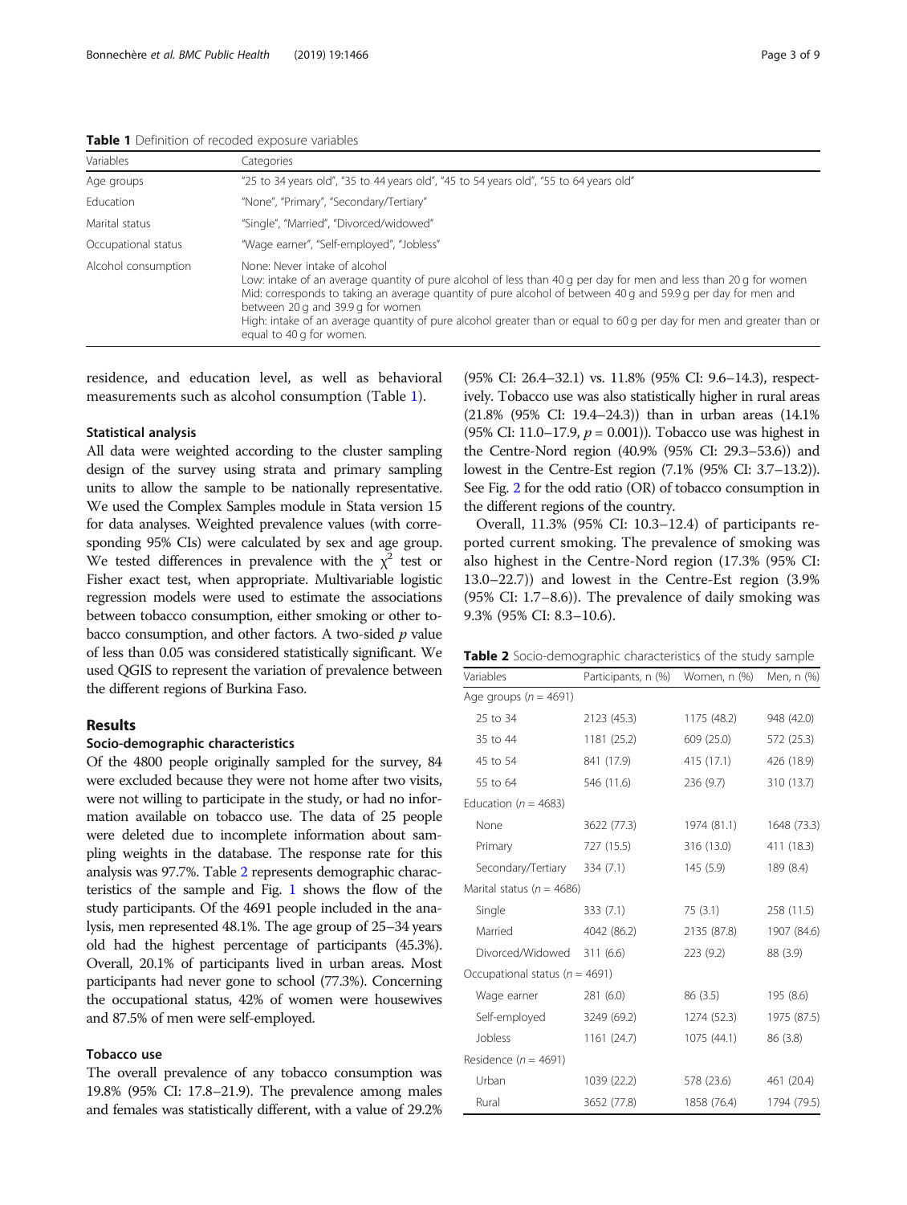**Table 1** Definition of recoded exposure variables

| Variables | Categories |
|---|---|
| Age groups | "25 to 34 years old", "35 to 44 years old", "45 to 54 years old", "55 to 64 years old" |
| Education | "None", "Primary", "Secondary/Tertiary" |
| Marital status | "Single", "Married", "Divorced/widowed" |
| Occupational status | "Wage earner", "Self-employed", "Jobless" |
| Alcohol consumption | None: Never intake of alcohol<br>Low: intake of an average quantity of pure alcohol of less than 40 g per day for men and less than 20 g for women<br>Mid: corresponds to taking an average quantity of pure alcohol of between 40 g and 59.9 g per day for men and between 20 g and 39.9 g for women<br>High: intake of an average quantity of pure alcohol greater than or equal to 60 g per day for men and greater than or equal to 40 g for women. |

residence, and education level, as well as behavioral measurements such as alcohol consumption (Table 1).

### Statistical analysis

All data were weighted according to the cluster sampling design of the survey using strata and primary sampling units to allow the sample to be nationally representative. We used the Complex Samples module in Stata version 15 for data analyses. Weighted prevalence values (with corresponding 95% CIs) were calculated by sex and age group. We tested differences in prevalence with the $\chi^2$ test or Fisher exact test, when appropriate. Multivariable logistic regression models were used to estimate the associations between tobacco consumption, either smoking or other tobacco consumption, and other factors. A two-sided $p$ value of less than 0.05 was considered statistically significant. We used QGIS to represent the variation of prevalence between the different regions of Burkina Faso.

## Results

### Socio-demographic characteristics

Of the 4800 people originally sampled for the survey, 84 were excluded because they were not home after two visits, were not willing to participate in the study, or had no information available on tobacco use. The data of 25 people were deleted due to incomplete information about sampling weights in the database. The response rate for this analysis was 97.7%. Table 2 represents demographic characteristics of the sample and Fig. 1 shows the flow of the study participants. Of the 4691 people included in the analysis, men represented 48.1%. The age group of 25–34 years old had the highest percentage of participants (45.3%). Overall, 20.1% of participants lived in urban areas. Most participants had never gone to school (77.3%). Concerning the occupational status, 42% of women were housewives and 87.5% of men were self-employed.

### Tobacco use

The overall prevalence of any tobacco consumption was 19.8% (95% CI: 17.8–21.9). The prevalence among males and females was statistically different, with a value of 29.2% (95% CI: 26.4–32.1) vs. 11.8% (95% CI: 9.6–14.3), respectively. Tobacco use was also statistically higher in rural areas (21.8% (95% CI: 19.4–24.3)) than in urban areas (14.1% (95% CI: 11.0–17.9, $p = 0.001$)). Tobacco use was highest in the Centre-Nord region (40.9% (95% CI: 29.3–53.6)) and lowest in the Centre-Est region (7.1% (95% CI: 3.7–13.2)). See Fig. 2 for the odd ratio (OR) of tobacco consumption in the different regions of the country.

Overall, 11.3% (95% CI: 10.3–12.4) of participants reported current smoking. The prevalence of smoking was also highest in the Centre-Nord region (17.3% (95% CI: 13.0–22.7)) and lowest in the Centre-Est region (3.9% (95% CI: 1.7–8.6)). The prevalence of daily smoking was 9.3% (95% CI: 8.3–10.6).

**Table 2** Socio-demographic characteristics of the study sample

| Variables | Participants, n (%) | Women, n (%) | Men, n (%) |
|---|---|---|---|
| Age groups ($n$ = 4691) | | | |
| 25 to 34 | 2123 (45.3) | 1175 (48.2) | 948 (42.0) |
| 35 to 44 | 1181 (25.2) | 609 (25.0) | 572 (25.3) |
| 45 to 54 | 841 (17.9) | 415 (17.1) | 426 (18.9) |
| 55 to 64 | 546 (11.6) | 236 (9.7) | 310 (13.7) |
| Education ($n$ = 4683) | | | |
| None | 3622 (77.3) | 1974 (81.1) | 1648 (73.3) |
| Primary | 727 (15.5) | 316 (13.0) | 411 (18.3) |
| Secondary/Tertiary | 334 (7.1) | 145 (5.9) | 189 (8.4) |
| Marital status ($n$ = 4686) | | | |
| Single | 333 (7.1) | 75 (3.1) | 258 (11.5) |
| Married | 4042 (86.2) | 2135 (87.8) | 1907 (84.6) |
| Divorced/Widowed | 311 (6.6) | 223 (9.2) | 88 (3.9) |
| Occupational status ($n$ = 4691) | | | |
| Wage earner | 281 (6.0) | 86 (3.5) | 195 (8.6) |
| Self-employed | 3249 (69.2) | 1274 (52.3) | 1975 (87.5) |
| Jobless | 1161 (24.7) | 1075 (44.1) | 86 (3.8) |
| Residence ($n$ = 4691) | | | |
| Urban | 1039 (22.2) | 578 (23.6) | 461 (20.4) |
| Rural | 3652 (77.8) | 1858 (76.4) | 1794 (79.5) |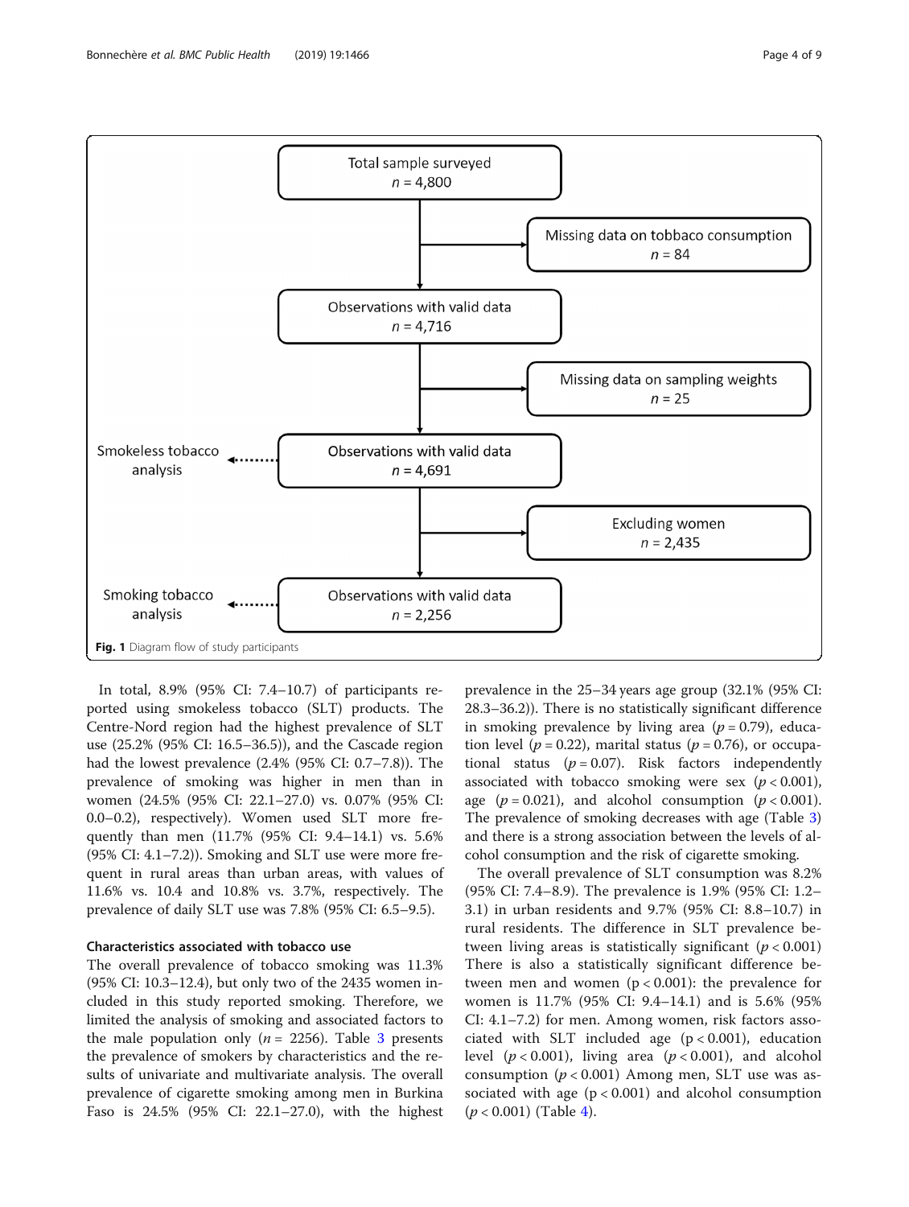Total sample surveyed
$n$ = 4,800

Missing data on tobbaco consumption
$n$ = 84

Observations with valid data
$n$ = 4,716

Missing data on sampling weights
$n$ = 25

Smokeless tobacco analysis

Observations with valid data
$n$ = 4,691

Excluding women
$n$ = 2,435

Smoking tobacco analysis

Observations with valid data
$n$ = 2,256

**Fig. 1** Diagram flow of study participants

In total, 8.9% (95% CI: 7.4–10.7) of participants reported using smokeless tobacco (SLT) products. The Centre-Nord region had the highest prevalence of SLT use (25.2% (95% CI: 16.5–36.5)), and the Cascade region had the lowest prevalence (2.4% (95% CI: 0.7–7.8)). The prevalence of smoking was higher in men than in women (24.5% (95% CI: 22.1–27.0) vs. 0.07% (95% CI: 0.0–0.2), respectively). Women used SLT more frequently than men (11.7% (95% CI: 9.4–14.1) vs. 5.6% (95% CI: 4.1–7.2)). Smoking and SLT use were more frequent in rural areas than urban areas, with values of 11.6% vs. 10.4 and 10.8% vs. 3.7%, respectively. The prevalence of daily SLT use was 7.8% (95% CI: 6.5–9.5).

## Characteristics associated with tobacco use

The overall prevalence of tobacco smoking was 11.3% (95% CI: 10.3–12.4), but only two of the 2435 women included in this study reported smoking. Therefore, we limited the analysis of smoking and associated factors to the male population only ($n$ = 2256). Table 3 presents the prevalence of smokers by characteristics and the results of univariate and multivariate analysis. The overall prevalence of cigarette smoking among men in Burkina Faso is 24.5% (95% CI: 22.1–27.0), with the highest prevalence in the 25–34 years age group (32.1% (95% CI: 28.3–36.2)). There is no statistically significant difference in smoking prevalence by living area ($p = 0.79$), education level ($p = 0.22$), marital status ($p = 0.76$), or occupational status ($p = 0.07$). Risk factors independently associated with tobacco smoking were sex ($p < 0.001$), age ($p = 0.021$), and alcohol consumption ($p < 0.001$). The prevalence of smoking decreases with age (Table 3) and there is a strong association between the levels of alcohol consumption and the risk of cigarette smoking.

The overall prevalence of SLT consumption was 8.2% (95% CI: 7.4–8.9). The prevalence is 1.9% (95% CI: 1.2–3.1) in urban residents and 9.7% (95% CI: 8.8–10.7) in rural residents. The difference in SLT prevalence between living areas is statistically significant ($p < 0.001$) There is also a statistically significant difference between men and women ($p < 0.001$): the prevalence for women is 11.7% (95% CI: 9.4–14.1) and is 5.6% (95% CI: 4.1–7.2) for men. Among women, risk factors associated with SLT included age ($p < 0.001$), education level ($p < 0.001$), living area ($p < 0.001$), and alcohol consumption ($p < 0.001$) Among men, SLT use was associated with age ($p < 0.001$) and alcohol consumption ($p < 0.001$) (Table 4).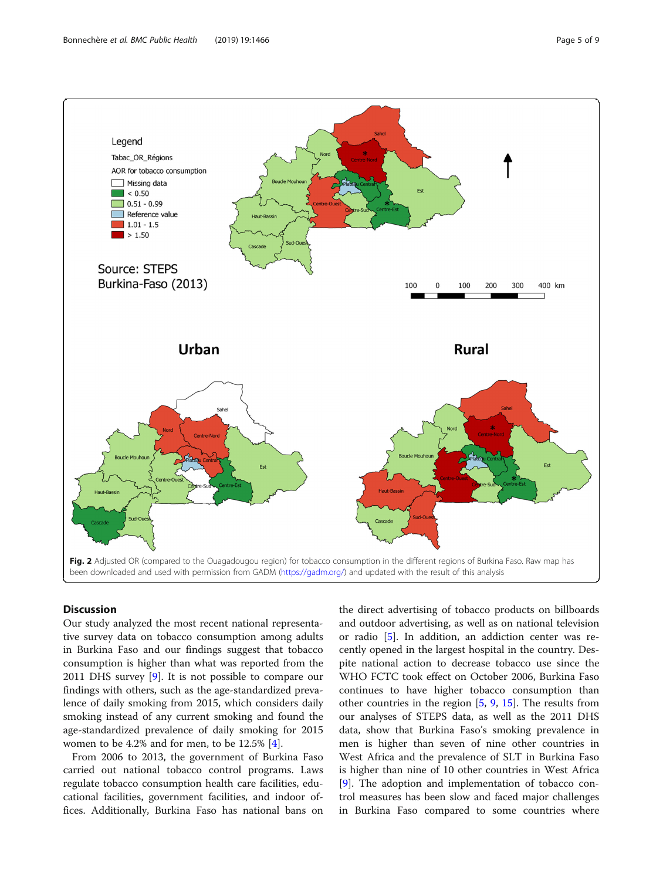Fig. 2 Adjusted OR (compared to the Ouagadougou region) for tobacco consumption in the different regions of Burkina Faso. Raw map has been downloaded and used with permission from GADM (https://gadm.org/) and updated with the result of this analysis

## Discussion

Our study analyzed the most recent national representative survey data on tobacco consumption among adults in Burkina Faso and our findings suggest that tobacco consumption is higher than what was reported from the 2011 DHS survey [9]. It is not possible to compare our findings with others, such as the age-standardized prevalence of daily smoking from 2015, which considers daily smoking instead of any current smoking and found the age-standardized prevalence of daily smoking for 2015 women to be 4.2% and for men, to be 12.5% [4].

From 2006 to 2013, the government of Burkina Faso carried out national tobacco control programs. Laws regulate tobacco consumption health care facilities, educational facilities, government facilities, and indoor offices. Additionally, Burkina Faso has national bans on the direct advertising of tobacco products on billboards and outdoor advertising, as well as on national television or radio [5]. In addition, an addiction center was recently opened in the largest hospital in the country. Despite national action to decrease tobacco use since the WHO FCTC took effect on October 2006, Burkina Faso continues to have higher tobacco consumption than other countries in the region [5, 9, 15]. The results from our analyses of STEPS data, as well as the 2011 DHS data, show that Burkina Faso's smoking prevalence in men is higher than seven of nine other countries in West Africa and the prevalence of SLT in Burkina Faso is higher than nine of 10 other countries in West Africa [9]. The adoption and implementation of tobacco control measures has been slow and faced major challenges in Burkina Faso compared to some countries where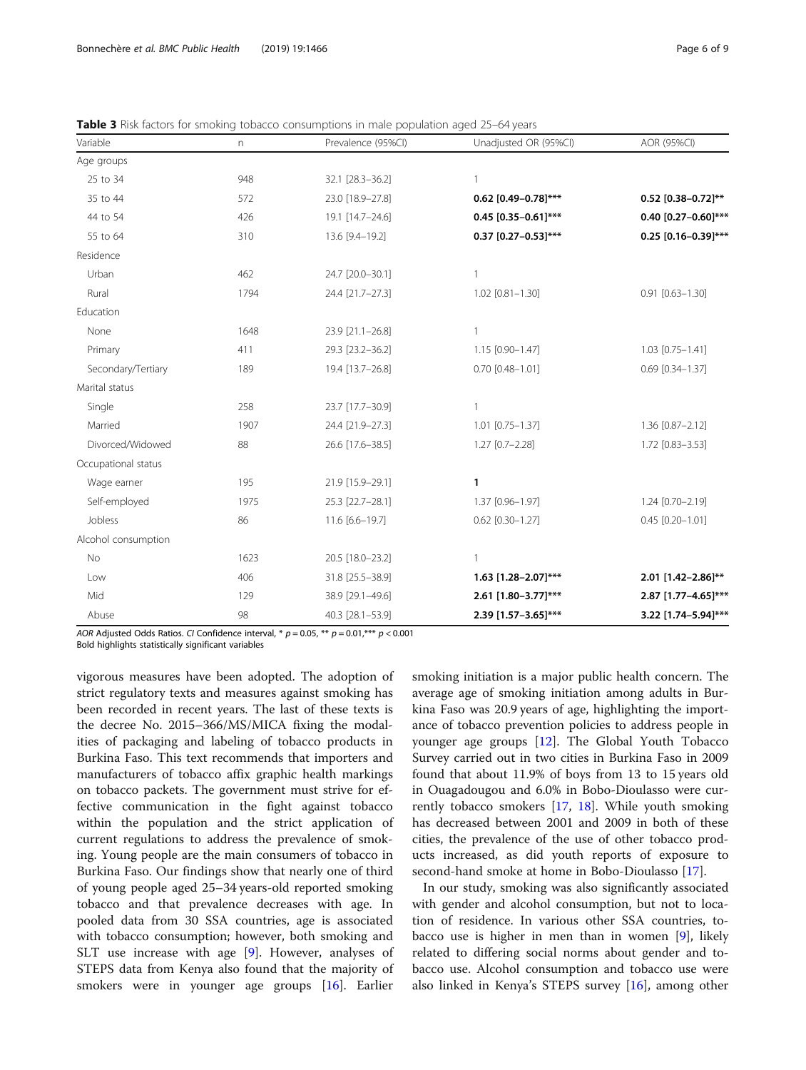**Table 3** Risk factors for smoking tobacco consumptions in male population aged 25–64 years

| Variable | n | Prevalence (95%CI) | Unadjusted OR (95%CI) | AOR (95%CI) |
|---|---|---|---|---|
| Age groups | | | | |
| 25 to 34 | 948 | 32.1 [28.3–36.2] | 1 | |
| 35 to 44 | 572 | 23.0 [18.9–27.8] | **0.62 [0.49–0.78]*** ** | **0.52 [0.38–0.72]** ** |
| 44 to 54 | 426 | 19.1 [14.7–24.6] | **0.45 [0.35–0.61]*** ** | **0.40 [0.27–0.60]*** ** |
| 55 to 64 | 310 | 13.6 [9.4–19.2] | **0.37 [0.27–0.53]*** ** | **0.25 [0.16–0.39]*** ** |
| Residence | | | | |
| Urban | 462 | 24.7 [20.0–30.1] | 1 | |
| Rural | 1794 | 24.4 [21.7–27.3] | 1.02 [0.81–1.30] | 0.91 [0.63–1.30] |
| Education | | | | |
| None | 1648 | 23.9 [21.1–26.8] | 1 | |
| Primary | 411 | 29.3 [23.2–36.2] | 1.15 [0.90–1.47] | 1.03 [0.75–1.41] |
| Secondary/Tertiary | 189 | 19.4 [13.7–26.8] | 0.70 [0.48–1.01] | 0.69 [0.34–1.37] |
| Marital status | | | | |
| Single | 258 | 23.7 [17.7–30.9] | 1 | |
| Married | 1907 | 24.4 [21.9–27.3] | 1.01 [0.75–1.37] | 1.36 [0.87–2.12] |
| Divorced/Widowed | 88 | 26.6 [17.6–38.5] | 1.27 [0.7–2.28] | 1.72 [0.83–3.53] |
| Occupational status | | | | |
| Wage earner | 195 | 21.9 [15.9–29.1] | **1** | |
| Self-employed | 1975 | 25.3 [22.7–28.1] | 1.37 [0.96–1.97] | 1.24 [0.70–2.19] |
| Jobless | 86 | 11.6 [6.6–19.7] | 0.62 [0.30–1.27] | 0.45 [0.20–1.01] |
| Alcohol consumption | | | | |
| No | 1623 | 20.5 [18.0–23.2] | 1 | |
| Low | 406 | 31.8 [25.5–38.9] | **1.63 [1.28–2.07]*** ** | **2.01 [1.42–2.86]** ** |
| Mid | 129 | 38.9 [29.1–49.6] | **2.61 [1.80–3.77]*** ** | **2.87 [1.77–4.65]*** ** |
| Abuse | 98 | 40.3 [28.1–53.9] | **2.39 [1.57–3.65]*** ** | **3.22 [1.74–5.94]*** ** |

*AOR* Adjusted Odds Ratios. *CI* Confidence interval, * $p = 0.05$, ** $p = 0.01$, *** $p < 0.001$
Bold highlights statistically significant variables

vigorous measures have been adopted. The adoption of strict regulatory texts and measures against smoking has been recorded in recent years. The last of these texts is the decree No. 2015–366/MS/MICA fixing the modalities of packaging and labeling of tobacco products in Burkina Faso. This text recommends that importers and manufacturers of tobacco affix graphic health markings on tobacco packets. The government must strive for effective communication in the fight against tobacco within the population and the strict application of current regulations to address the prevalence of smoking. Young people are the main consumers of tobacco in Burkina Faso. Our findings show that nearly one of third of young people aged 25–34 years-old reported smoking tobacco and that prevalence decreases with age. In pooled data from 30 SSA countries, age is associated with tobacco consumption; however, both smoking and SLT use increase with age [9]. However, analyses of STEPS data from Kenya also found that the majority of smokers were in younger age groups [16]. Earlier smoking initiation is a major public health concern. The average age of smoking initiation among adults in Burkina Faso was 20.9 years of age, highlighting the importance of tobacco prevention policies to address people in younger age groups [12]. The Global Youth Tobacco Survey carried out in two cities in Burkina Faso in 2009 found that about 11.9% of boys from 13 to 15 years old in Ouagadougou and 6.0% in Bobo-Dioulasso were currently tobacco smokers [17, 18]. While youth smoking has decreased between 2001 and 2009 in both of these cities, the prevalence of the use of other tobacco products increased, as did youth reports of exposure to second-hand smoke at home in Bobo-Dioulasso [17].

In our study, smoking was also significantly associated with gender and alcohol consumption, but not to location of residence. In various other SSA countries, tobacco use is higher in men than in women [9], likely related to differing social norms about gender and tobacco use. Alcohol consumption and tobacco use were also linked in Kenya's STEPS survey [16], among other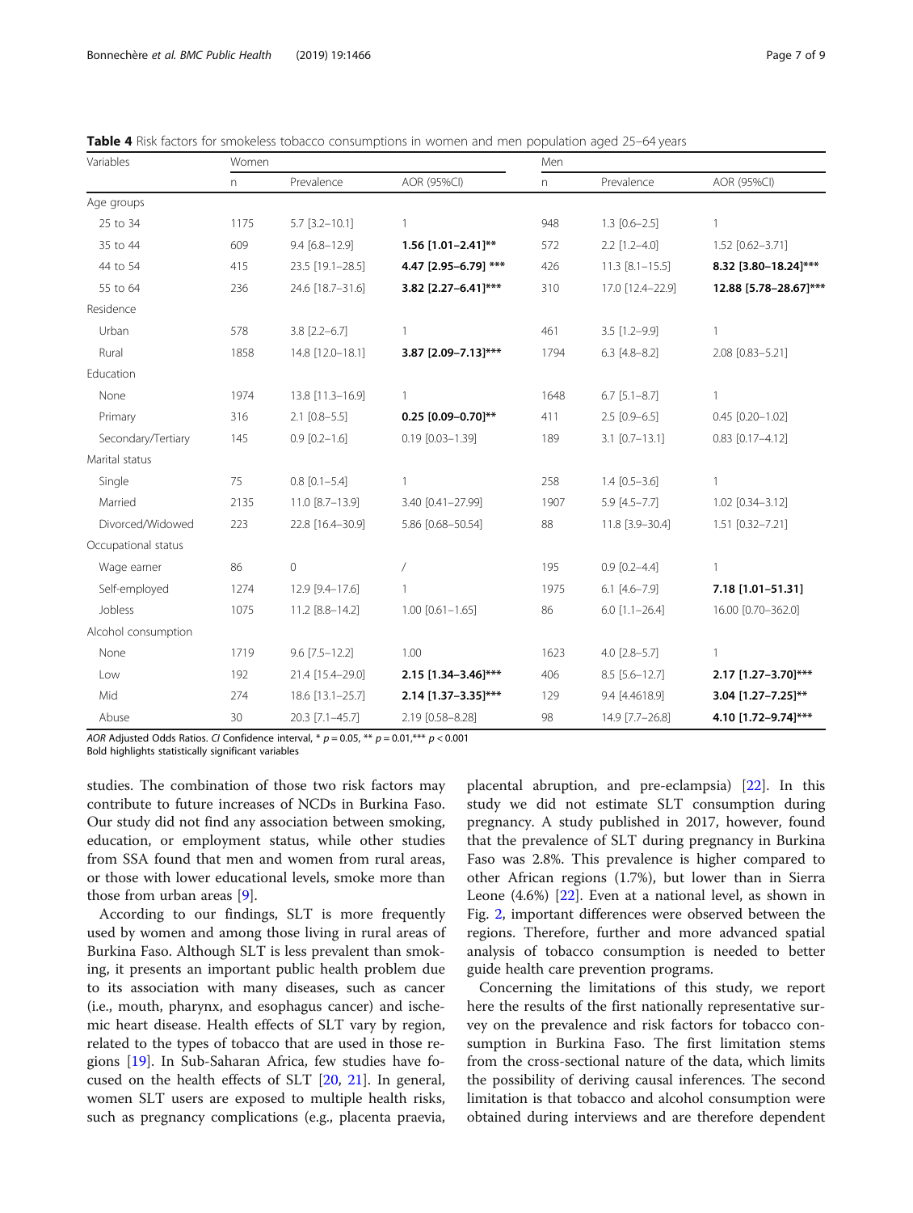**Table 4** Risk factors for smokeless tobacco consumptions in women and men population aged 25–64 years

| Variables | Women | | | Men | | |
|---|---|---|---|---|---|---|
| | n | Prevalence | AOR (95%CI) | n | Prevalence | AOR (95%CI) |
| Age groups | | | | | | |
| 25 to 34 | 1175 | 5.7 [3.2–10.1] | 1 | 948 | 1.3 [0.6–2.5] | 1 |
| 35 to 44 | 609 | 9.4 [6.8–12.9] | **1.56 [1.01–2.41]**** | 572 | 2.2 [1.2–4.0] | 1.52 [0.62–3.71] |
| 44 to 54 | 415 | 23.5 [19.1–28.5] | **4.47 [2.95–6.79] ***** | 426 | 11.3 [8.1–15.5] | **8.32 [3.80–18.24]***** |
| 55 to 64 | 236 | 24.6 [18.7–31.6] | **3.82 [2.27–6.41]***** | 310 | 17.0 [12.4–22.9] | **12.88 [5.78–28.67]***** |
| Residence | | | | | | |
| Urban | 578 | 3.8 [2.2–6.7] | 1 | 461 | 3.5 [1.2–9.9] | 1 |
| Rural | 1858 | 14.8 [12.0–18.1] | **3.87 [2.09–7.13]***** | 1794 | 6.3 [4.8–8.2] | 2.08 [0.83–5.21] |
| Education | | | | | | |
| None | 1974 | 13.8 [11.3–16.9] | 1 | 1648 | 6.7 [5.1–8.7] | 1 |
| Primary | 316 | 2.1 [0.8–5.5] | **0.25 [0.09–0.70]**** | 411 | 2.5 [0.9–6.5] | 0.45 [0.20–1.02] |
| Secondary/Tertiary | 145 | 0.9 [0.2–1.6] | 0.19 [0.03–1.39] | 189 | 3.1 [0.7–13.1] | 0.83 [0.17–4.12] |
| Marital status | | | | | | |
| Single | 75 | 0.8 [0.1–5.4] | 1 | 258 | 1.4 [0.5–3.6] | 1 |
| Married | 2135 | 11.0 [8.7–13.9] | 3.40 [0.41–27.99] | 1907 | 5.9 [4.5–7.7] | 1.02 [0.34–3.12] |
| Divorced/Widowed | 223 | 22.8 [16.4–30.9] | 5.86 [0.68–50.54] | 88 | 11.8 [3.9–30.4] | 1.51 [0.32–7.21] |
| Occupational status | | | | | | |
| Wage earner | 86 | 0 | / | 195 | 0.9 [0.2–4.4] | 1 |
| Self-employed | 1274 | 12.9 [9.4–17.6] | 1 | 1975 | 6.1 [4.6–7.9] | **7.18 [1.01–51.31]** |
| Jobless | 1075 | 11.2 [8.8–14.2] | 1.00 [0.61–1.65] | 86 | 6.0 [1.1–26.4] | 16.00 [0.70–362.0] |
| Alcohol consumption | | | | | | |
| None | 1719 | 9.6 [7.5–12.2] | 1.00 | 1623 | 4.0 [2.8–5.7] | 1 |
| Low | 192 | 21.4 [15.4–29.0] | **2.15 [1.34–3.46]***** | 406 | 8.5 [5.6–12.7] | **2.17 [1.27–3.70]***** |
| Mid | 274 | 18.6 [13.1–25.7] | **2.14 [1.37–3.35]***** | 129 | 9.4 [4.4618.9] | **3.04 [1.27–7.25]**** |
| Abuse | 30 | 20.3 [7.1–45.7] | 2.19 [0.58–8.28] | 98 | 14.9 [7.7–26.8] | **4.10 [1.72–9.74]***** |

*AOR* Adjusted Odds Ratios. *CI* Confidence interval, * $p = 0.05$, ** $p = 0.01$,*** $p < 0.001$
Bold highlights statistically significant variables

studies. The combination of those two risk factors may contribute to future increases of NCDs in Burkina Faso. Our study did not find any association between smoking, education, or employment status, while other studies from SSA found that men and women from rural areas, or those with lower educational levels, smoke more than those from urban areas [9].

According to our findings, SLT is more frequently used by women and among those living in rural areas of Burkina Faso. Although SLT is less prevalent than smoking, it presents an important public health problem due to its association with many diseases, such as cancer (i.e., mouth, pharynx, and esophagus cancer) and ischemic heart disease. Health effects of SLT vary by region, related to the types of tobacco that are used in those regions [19]. In Sub-Saharan Africa, few studies have focused on the health effects of SLT [20, 21]. In general, women SLT users are exposed to multiple health risks, such as pregnancy complications (e.g., placenta praevia, placental abruption, and pre-eclampsia) [22]. In this study we did not estimate SLT consumption during pregnancy. A study published in 2017, however, found that the prevalence of SLT during pregnancy in Burkina Faso was 2.8%. This prevalence is higher compared to other African regions (1.7%), but lower than in Sierra Leone (4.6%) [22]. Even at a national level, as shown in Fig. 2, important differences were observed between the regions. Therefore, further and more advanced spatial analysis of tobacco consumption is needed to better guide health care prevention programs.

Concerning the limitations of this study, we report here the results of the first nationally representative survey on the prevalence and risk factors for tobacco consumption in Burkina Faso. The first limitation stems from the cross-sectional nature of the data, which limits the possibility of deriving causal inferences. The second limitation is that tobacco and alcohol consumption were obtained during interviews and are therefore dependent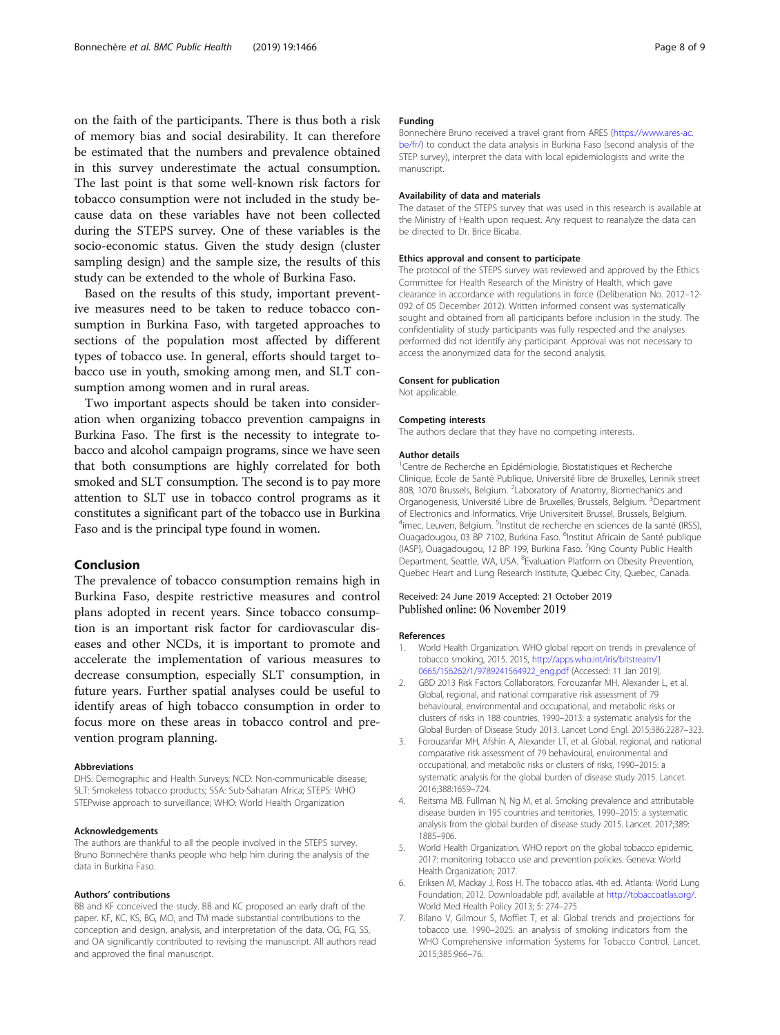on the faith of the participants. There is thus both a risk of memory bias and social desirability. It can therefore be estimated that the numbers and prevalence obtained in this survey underestimate the actual consumption. The last point is that some well-known risk factors for tobacco consumption were not included in the study because data on these variables have not been collected during the STEPS survey. One of these variables is the socio-economic status. Given the study design (cluster sampling design) and the sample size, the results of this study can be extended to the whole of Burkina Faso.

Based on the results of this study, important preventive measures need to be taken to reduce tobacco consumption in Burkina Faso, with targeted approaches to sections of the population most affected by different types of tobacco use. In general, efforts should target tobacco use in youth, smoking among men, and SLT consumption among women and in rural areas.

Two important aspects should be taken into consideration when organizing tobacco prevention campaigns in Burkina Faso. The first is the necessity to integrate tobacco and alcohol campaign programs, since we have seen that both consumptions are highly correlated for both smoked and SLT consumption. The second is to pay more attention to SLT use in tobacco control programs as it constitutes a significant part of the tobacco use in Burkina Faso and is the principal type found in women.

## Conclusion

The prevalence of tobacco consumption remains high in Burkina Faso, despite restrictive measures and control plans adopted in recent years. Since tobacco consumption is an important risk factor for cardiovascular diseases and other NCDs, it is important to promote and accelerate the implementation of various measures to decrease consumption, especially SLT consumption, in future years. Further spatial analyses could be useful to identify areas of high tobacco consumption in order to focus more on these areas in tobacco control and prevention program planning.

#### Abbreviations

DHS: Demographic and Health Surveys; NCD: Non-communicable disease; SLT: Smokeless tobacco products; SSA: Sub-Saharan Africa; STEPS: WHO STEPwise approach to surveillance; WHO: World Health Organization

#### Acknowledgements

The authors are thankful to all the people involved in the STEPS survey. Bruno Bonnechère thanks people who help him during the analysis of the data in Burkina Faso.

#### Authors' contributions

BB and KF conceived the study. BB and KC proposed an early draft of the paper. KF, KC, KS, BG, MO, and TM made substantial contributions to the conception and design, analysis, and interpretation of the data. OG, FG, SS, and OA significantly contributed to revising the manuscript. All authors read and approved the final manuscript.

#### Funding

Bonnechère Bruno received a travel grant from ARES (https://www.ares-ac.be/fr/) to conduct the data analysis in Burkina Faso (second analysis of the STEP survey), interpret the data with local epidemiologists and write the manuscript.

#### Availability of data and materials

The dataset of the STEPS survey that was used in this research is available at the Ministry of Health upon request. Any request to reanalyze the data can be directed to Dr. Brice Bicaba.

#### Ethics approval and consent to participate

The protocol of the STEPS survey was reviewed and approved by the Ethics Committee for Health Research of the Ministry of Health, which gave clearance in accordance with regulations in force (Deliberation No. 2012–12-092 of 05 December 2012). Written informed consent was systematically sought and obtained from all participants before inclusion in the study. The confidentiality of study participants was fully respected and the analyses performed did not identify any participant. Approval was not necessary to access the anonymized data for the second analysis.

#### Consent for publication

Not applicable.

#### Competing interests

The authors declare that they have no competing interests.

#### Author details

[1]Centre de Recherche en Epidémiologie, Biostatistiques et Recherche Clinique, Ecole de Santé Publique, Université libre de Bruxelles, Lennik street 808, 1070 Brussels, Belgium. [2]Laboratory of Anatomy, Biomechanics and Organogenesis, Université Libre de Bruxelles, Brussels, Belgium. [3]Department of Electronics and Informatics, Vrije Universiteit Brussel, Brussels, Belgium. [4]imec, Leuven, Belgium. [5]Institut de recherche en sciences de la santé (IRSS), Ouagadougou, 03 BP 7102, Burkina Faso. [6]Institut Africain de Santé publique (IASP), Ouagadougou, 12 BP 199, Burkina Faso. [7]King County Public Health Department, Seattle, WA, USA. [8]Evaluation Platform on Obesity Prevention, Quebec Heart and Lung Research Institute, Quebec City, Quebec, Canada.

Received: 24 June 2019 Accepted: 21 October 2019
Published online: 06 November 2019

#### References

1. World Health Organization. WHO global report on trends in prevalence of tobacco smoking, 2015. 2015, http://apps.who.int/iris/bitstream/10665/156262/1/9789241564922_eng.pdf (Accessed: 11 Jan 2019).
2. GBD 2013 Risk Factors Collaborators, Forouzanfar MH, Alexander L, et al. Global, regional, and national comparative risk assessment of 79 behavioural, environmental and occupational, and metabolic risks or clusters of risks in 188 countries, 1990–2013: a systematic analysis for the Global Burden of Disease Study 2013. Lancet Lond Engl. 2015;386:2287–323.
3. Forouzanfar MH, Afshin A, Alexander LT, et al. Global, regional, and national comparative risk assessment of 79 behavioural, environmental and occupational, and metabolic risks or clusters of risks, 1990–2015: a systematic analysis for the global burden of disease study 2015. Lancet. 2016;388:1659–724.
4. Reitsma MB, Fullman N, Ng M, et al. Smoking prevalence and attributable disease burden in 195 countries and territories, 1990–2015: a systematic analysis from the global burden of disease study 2015. Lancet. 2017;389:1885–906.
5. World Health Organization. WHO report on the global tobacco epidemic, 2017: monitoring tobacco use and prevention policies. Geneva: World Health Organization; 2017.
6. Eriksen M, Mackay J, Ross H. The tobacco atlas. 4th ed. Atlanta: World Lung Foundation; 2012. Downloadable pdf, available at http://tobaccoatlas.org/. World Med Health Policy 2013; 5: 274–275
7. Bilano V, Gilmour S, Moffiet T, et al. Global trends and projections for tobacco use, 1990–2025: an analysis of smoking indicators from the WHO Comprehensive information Systems for Tobacco Control. Lancet. 2015;385:966–76.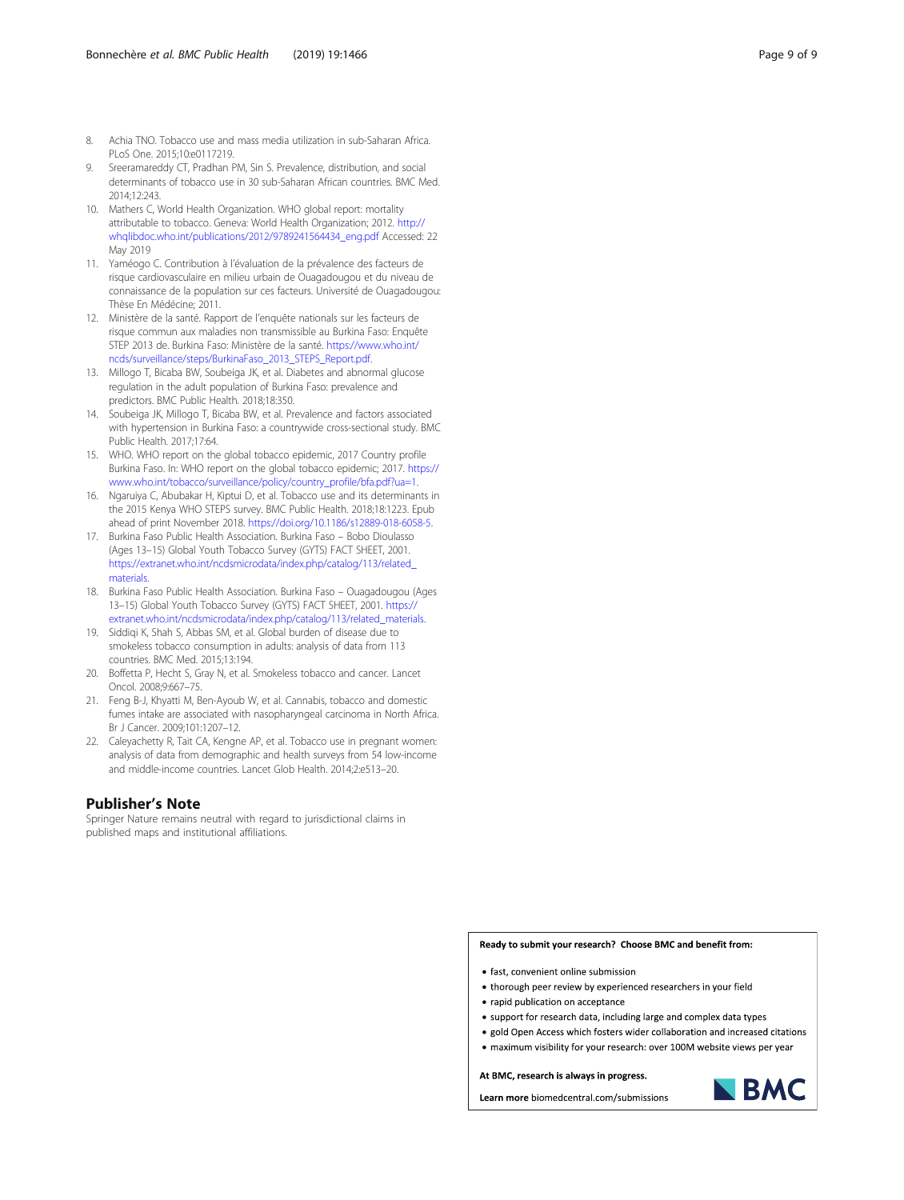8. Achia TNO. Tobacco use and mass media utilization in sub-Saharan Africa. PLoS One. 2015;10:e0117219.
9. Sreeramareddy CT, Pradhan PM, Sin S. Prevalence, distribution, and social determinants of tobacco use in 30 sub-Saharan African countries. BMC Med. 2014;12:243.
10. Mathers C, World Health Organization. WHO global report: mortality attributable to tobacco. Geneva: World Health Organization; 2012. http://whqlibdoc.who.int/publications/2012/9789241564434_eng.pdf Accessed: 22 May 2019
11. Yaméogo C. Contribution à l'évaluation de la prévalence des facteurs de risque cardiovasculaire en milieu urbain de Ouagadougou et du niveau de connaissance de la population sur ces facteurs. Université de Ouagadougou: Thèse En Médécine; 2011.
12. Ministère de la santé. Rapport de l'enquête nationals sur les facteurs de risque commun aux maladies non transmissible au Burkina Faso: Enquête STEP 2013 de. Burkina Faso: Ministère de la santé. https://www.who.int/ncds/surveillance/steps/BurkinaFaso_2013_STEPS_Report.pdf.
13. Millogo T, Bicaba BW, Soubeiga JK, et al. Diabetes and abnormal glucose regulation in the adult population of Burkina Faso: prevalence and predictors. BMC Public Health. 2018;18:350.
14. Soubeiga JK, Millogo T, Bicaba BW, et al. Prevalence and factors associated with hypertension in Burkina Faso: a countrywide cross-sectional study. BMC Public Health. 2017;17:64.
15. WHO. WHO report on the global tobacco epidemic, 2017 Country profile Burkina Faso. In: WHO report on the global tobacco epidemic; 2017. https://www.who.int/tobacco/surveillance/policy/country_profile/bfa.pdf?ua=1.
16. Ngaruiya C, Abubakar H, Kiptui D, et al. Tobacco use and its determinants in the 2015 Kenya WHO STEPS survey. BMC Public Health. 2018;18:1223. Epub ahead of print November 2018. https://doi.org/10.1186/s12889-018-6058-5.
17. Burkina Faso Public Health Association. Burkina Faso – Bobo Dioulasso (Ages 13–15) Global Youth Tobacco Survey (GYTS) FACT SHEET, 2001. https://extranet.who.int/ncdsmicrodata/index.php/catalog/113/related_materials.
18. Burkina Faso Public Health Association. Burkina Faso – Ouagadougou (Ages 13–15) Global Youth Tobacco Survey (GYTS) FACT SHEET, 2001. https://extranet.who.int/ncdsmicrodata/index.php/catalog/113/related_materials.
19. Siddiqi K, Shah S, Abbas SM, et al. Global burden of disease due to smokeless tobacco consumption in adults: analysis of data from 113 countries. BMC Med. 2015;13:194.
20. Boffetta P, Hecht S, Gray N, et al. Smokeless tobacco and cancer. Lancet Oncol. 2008;9:667–75.
21. Feng B-J, Khyatti M, Ben-Ayoub W, et al. Cannabis, tobacco and domestic fumes intake are associated with nasopharyngeal carcinoma in North Africa. Br J Cancer. 2009;101:1207–12.
22. Caleyachetty R, Tait CA, Kengne AP, et al. Tobacco use in pregnant women: analysis of data from demographic and health surveys from 54 low-income and middle-income countries. Lancet Glob Health. 2014;2:e513–20.

## Publisher's Note

Springer Nature remains neutral with regard to jurisdictional claims in published maps and institutional affiliations.

**Ready to submit your research? Choose BMC and benefit from:**

- fast, convenient online submission
- thorough peer review by experienced researchers in your field
- rapid publication on acceptance
- support for research data, including large and complex data types
- gold Open Access which fosters wider collaboration and increased citations
- maximum visibility for your research: over 100M website views per year

**At BMC, research is always in progress.**

**Learn more** biomedcentral.com/submissions

BMC